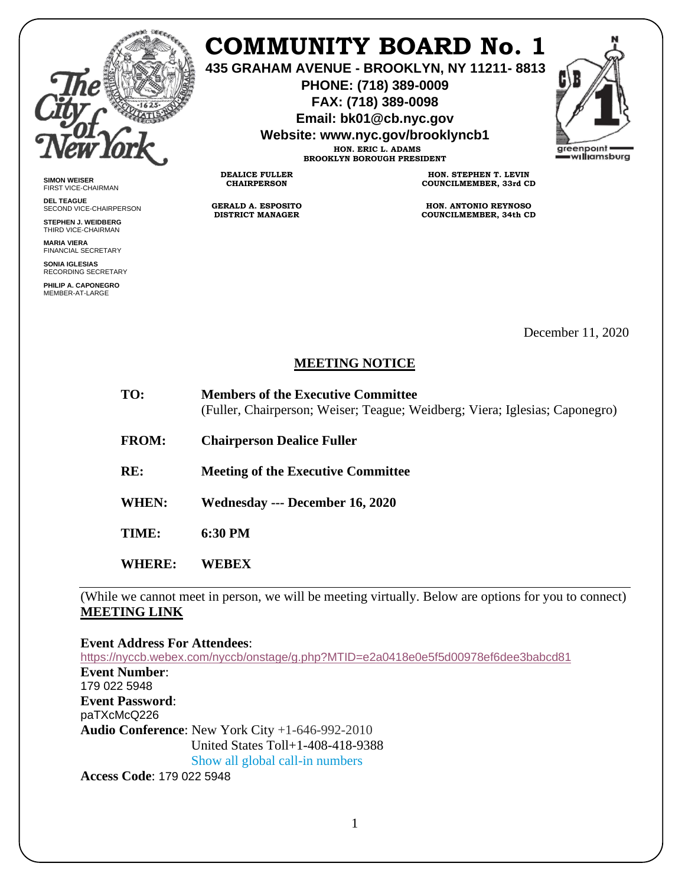# COMMUNITY BOARD No. 1

**435 GRAHAM AVENUE - BROOKLYN, NY 11211- 8813**
**PHONE: (718) 389-0009**
**FAX: (718) 389-0098**
**Email: bk01@cb.nyc.gov**
**Website: www.nyc.gov/brooklyncb1**

**HON. ERIC L. ADAMS**
**BROOKLYN BOROUGH PRESIDENT**

**DEALICE FULLER**
**CHAIRPERSON**

**GERALD A. ESPOSITO**
**DISTRICT MANAGER**

**HON. STEPHEN T. LEVIN**
**COUNCILMEMBER, 33rd CD**

**HON. ANTONIO REYNOSO**
**COUNCILMEMBER, 34th CD**

**SIMON WEISER**
FIRST VICE-CHAIRMAN

**DEL TEAGUE**
SECOND VICE-CHAIRPERSON

**STEPHEN J. WEIDBERG**
THIRD VICE-CHAIRMAN

**MARIA VIERA**
FINANCIAL SECRETARY

**SONIA IGLESIAS**
RECORDING SECRETARY

**PHILIP A. CAPONEGRO**
MEMBER-AT-LARGE

December 11, 2020

## MEETING NOTICE

**TO:** **Members of the Executive Committee**
(Fuller, Chairperson; Weiser; Teague; Weidberg; Viera; Iglesias; Caponegro)

**FROM:** **Chairperson Dealice Fuller**

**RE:** **Meeting of the Executive Committee**

**WHEN:** **Wednesday --- December 16, 2020**

**TIME:** **6:30 PM**

**WHERE:** **WEBEX**

(While we cannot meet in person, we will be meeting virtually. Below are options for you to connect)
**MEETING LINK**

**Event Address For Attendees**:
https://nyccb.webex.com/nyccb/onstage/g.php?MTID=e2a0418e0e5f5d00978ef6dee3babcd81
**Event Number**:
179 022 5948
**Event Password**:
paTXcMcQ226
**Audio Conference**: New York City +1-646-992-2010
United States Toll+1-408-418-9388
Show all global call-in numbers
**Access Code**: 179 022 5948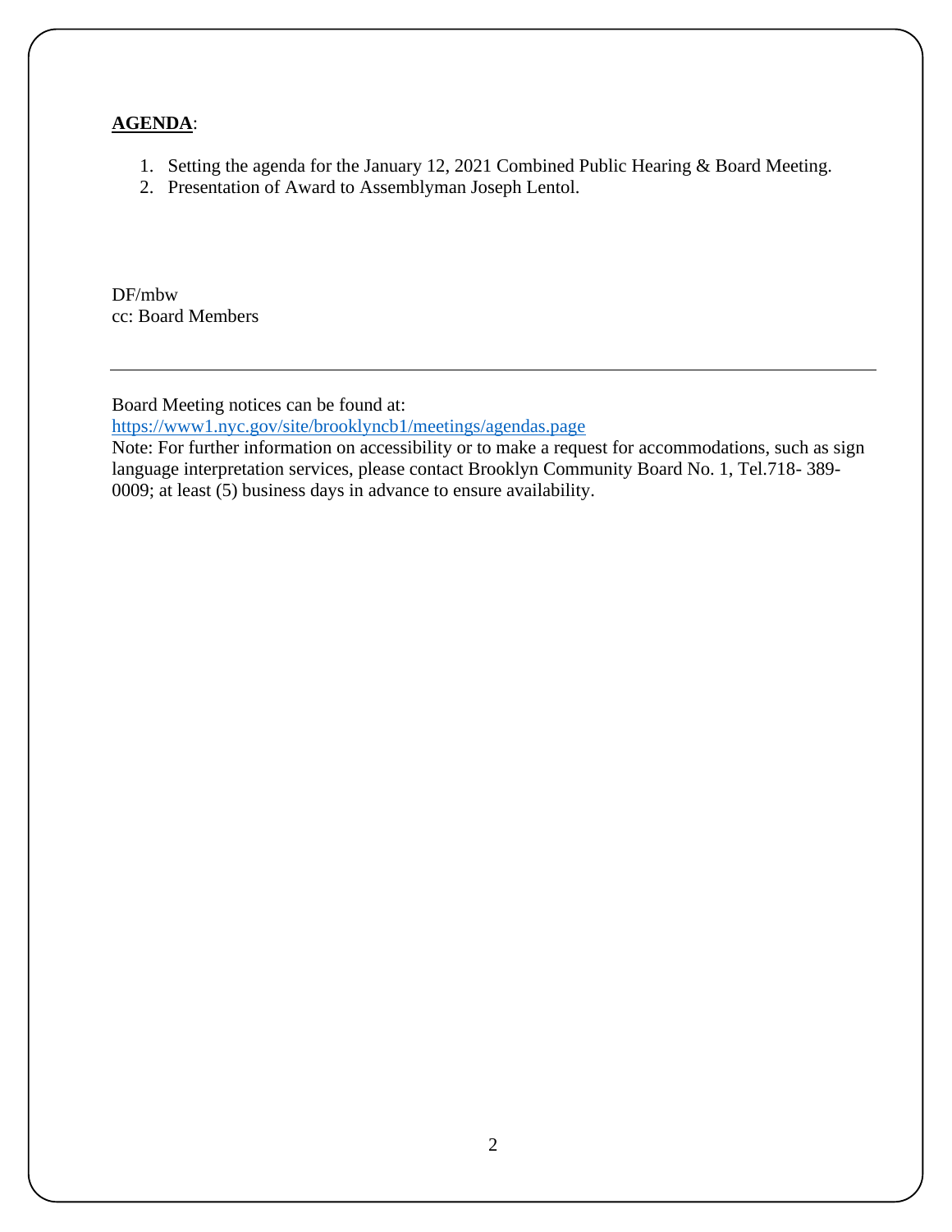**AGENDA**:

1. Setting the agenda for the January 12, 2021 Combined Public Hearing & Board Meeting.
2. Presentation of Award to Assemblyman Joseph Lentol.

DF/mbw
cc: Board Members

---

Board Meeting notices can be found at:
https://www1.nyc.gov/site/brooklyncb1/meetings/agendas.page
Note: For further information on accessibility or to make a request for accommodations, such as sign language interpretation services, please contact Brooklyn Community Board No. 1, Tel.718- 389-0009; at least (5) business days in advance to ensure availability.